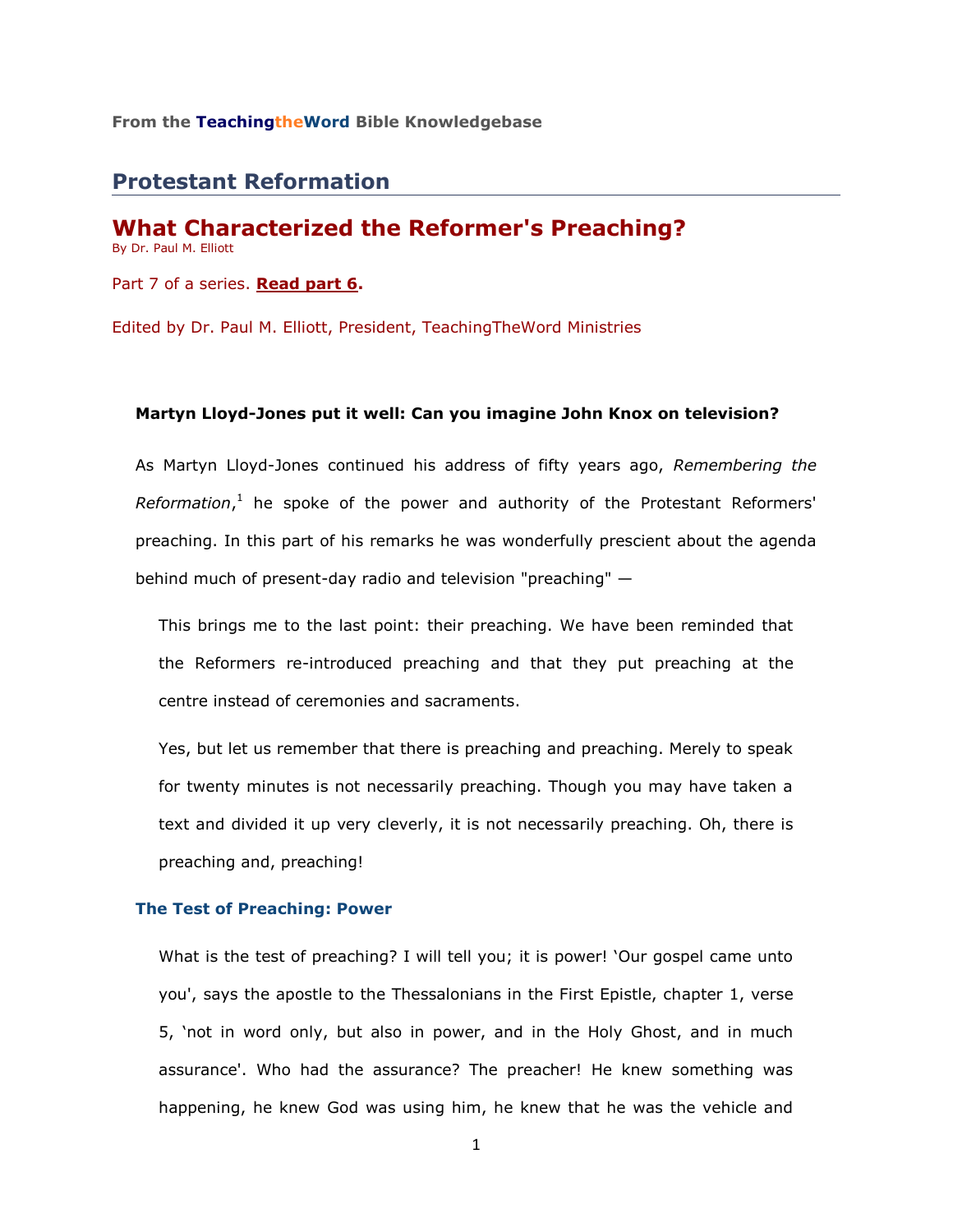From the **TeachingtheWord** Bible Knowledgebase

## Protestant Reformation

# What Characterized the Reformer's Preaching?

By Dr. Paul M. Elliott

Part 7 of a series. **Read part 6.**

Edited by Dr. Paul M. Elliott, President, TeachingTheWord Ministries

**Martyn Lloyd-Jones put it well: Can you imagine John Knox on television?**

As Martyn Lloyd-Jones continued his address of fifty years ago, *Remembering the Reformation*,[1] he spoke of the power and authority of the Protestant Reformers' preaching. In this part of his remarks he was wonderfully prescient about the agenda behind much of present-day radio and television "preaching" —

> This brings me to the last point: their preaching. We have been reminded that the Reformers re-introduced preaching and that they put preaching at the centre instead of ceremonies and sacraments.
>
> Yes, but let us remember that there is preaching and preaching. Merely to speak for twenty minutes is not necessarily preaching. Though you may have taken a text and divided it up very cleverly, it is not necessarily preaching. Oh, there is preaching and, preaching!

### The Test of Preaching: Power

> What is the test of preaching? I will tell you; it is power! 'Our gospel came unto you', says the apostle to the Thessalonians in the First Epistle, chapter 1, verse 5, 'not in word only, but also in power, and in the Holy Ghost, and in much assurance'. Who had the assurance? The preacher! He knew something was happening, he knew God was using him, he knew that he was the vehicle and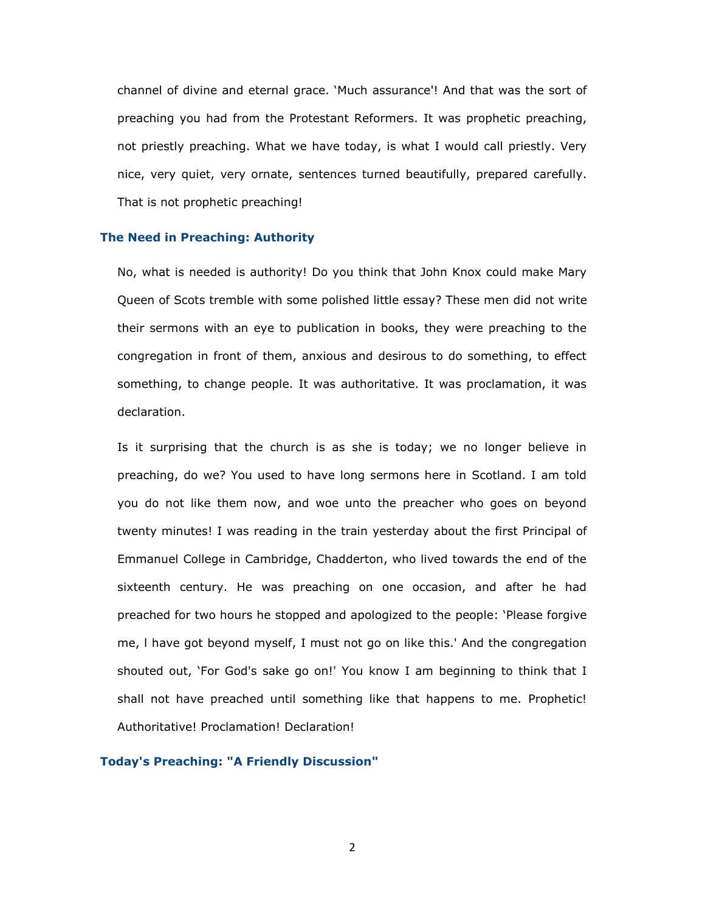channel of divine and eternal grace. 'Much assurance'! And that was the sort of preaching you had from the Protestant Reformers. It was prophetic preaching, not priestly preaching. What we have today, is what I would call priestly. Very nice, very quiet, very ornate, sentences turned beautifully, prepared carefully. That is not prophetic preaching!

### The Need in Preaching: Authority

No, what is needed is authority! Do you think that John Knox could make Mary Queen of Scots tremble with some polished little essay? These men did not write their sermons with an eye to publication in books, they were preaching to the congregation in front of them, anxious and desirous to do something, to effect something, to change people. It was authoritative. It was proclamation, it was declaration.

Is it surprising that the church is as she is today; we no longer believe in preaching, do we? You used to have long sermons here in Scotland. I am told you do not like them now, and woe unto the preacher who goes on beyond twenty minutes! I was reading in the train yesterday about the first Principal of Emmanuel College in Cambridge, Chadderton, who lived towards the end of the sixteenth century. He was preaching on one occasion, and after he had preached for two hours he stopped and apologized to the people: 'Please forgive me, I have got beyond myself, I must not go on like this.' And the congregation shouted out, 'For God's sake go on!' You know I am beginning to think that I shall not have preached until something like that happens to me. Prophetic! Authoritative! Proclamation! Declaration!

### Today's Preaching: "A Friendly Discussion"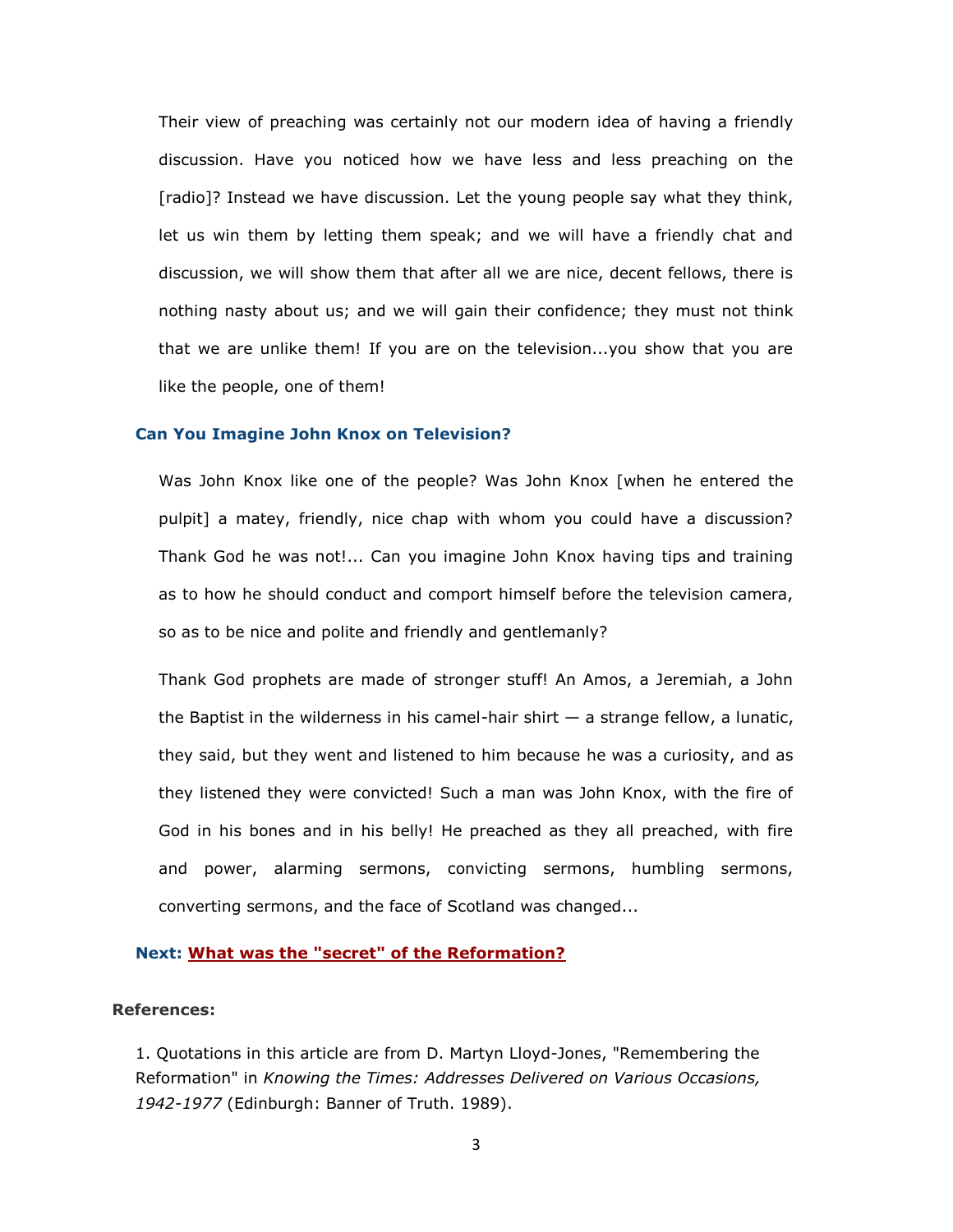Their view of preaching was certainly not our modern idea of having a friendly discussion. Have you noticed how we have less and less preaching on the [radio]? Instead we have discussion. Let the young people say what they think, let us win them by letting them speak; and we will have a friendly chat and discussion, we will show them that after all we are nice, decent fellows, there is nothing nasty about us; and we will gain their confidence; they must not think that we are unlike them! If you are on the television...you show that you are like the people, one of them!

### Can You Imagine John Knox on Television?

Was John Knox like one of the people? Was John Knox [when he entered the pulpit] a matey, friendly, nice chap with whom you could have a discussion? Thank God he was not!... Can you imagine John Knox having tips and training as to how he should conduct and comport himself before the television camera, so as to be nice and polite and friendly and gentlemanly?

Thank God prophets are made of stronger stuff! An Amos, a Jeremiah, a John the Baptist in the wilderness in his camel-hair shirt — a strange fellow, a lunatic, they said, but they went and listened to him because he was a curiosity, and as they listened they were convicted! Such a man was John Knox, with the fire of God in his bones and in his belly! He preached as they all preached, with fire and power, alarming sermons, convicting sermons, humbling sermons, converting sermons, and the face of Scotland was changed...

**Next: What was the "secret" of the Reformation?**

**References:**

1. Quotations in this article are from D. Martyn Lloyd-Jones, "Remembering the Reformation" in *Knowing the Times: Addresses Delivered on Various Occasions, 1942-1977* (Edinburgh: Banner of Truth. 1989).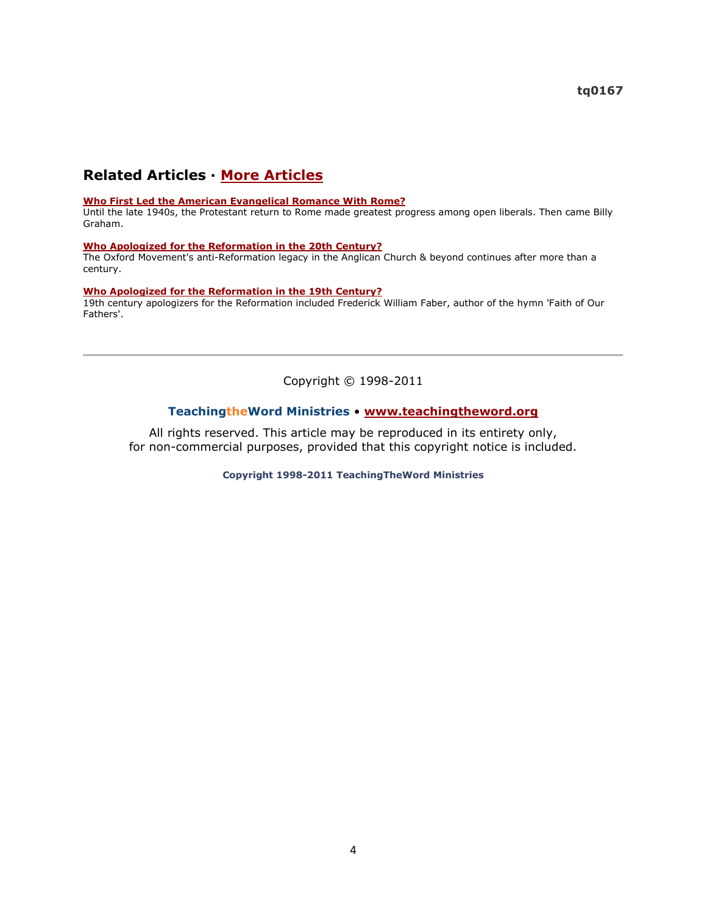**tq0167**

## Related Articles · More Articles

**Who First Led the American Evangelical Romance With Rome?**
Until the late 1940s, the Protestant return to Rome made greatest progress among open liberals. Then came Billy Graham.

**Who Apologized for the Reformation in the 20th Century?**
The Oxford Movement's anti-Reformation legacy in the Anglican Church & beyond continues after more than a century.

**Who Apologized for the Reformation in the 19th Century?**
19th century apologizers for the Reformation included Frederick William Faber, author of the hymn 'Faith of Our Fathers'.

---

Copyright © 1998-2011

**TeachingtheWord Ministries** • **www.teachingtheword.org**

All rights reserved. This article may be reproduced in its entirety only,
for non-commercial purposes, provided that this copyright notice is included.

**Copyright 1998-2011 TeachingTheWord Ministries**